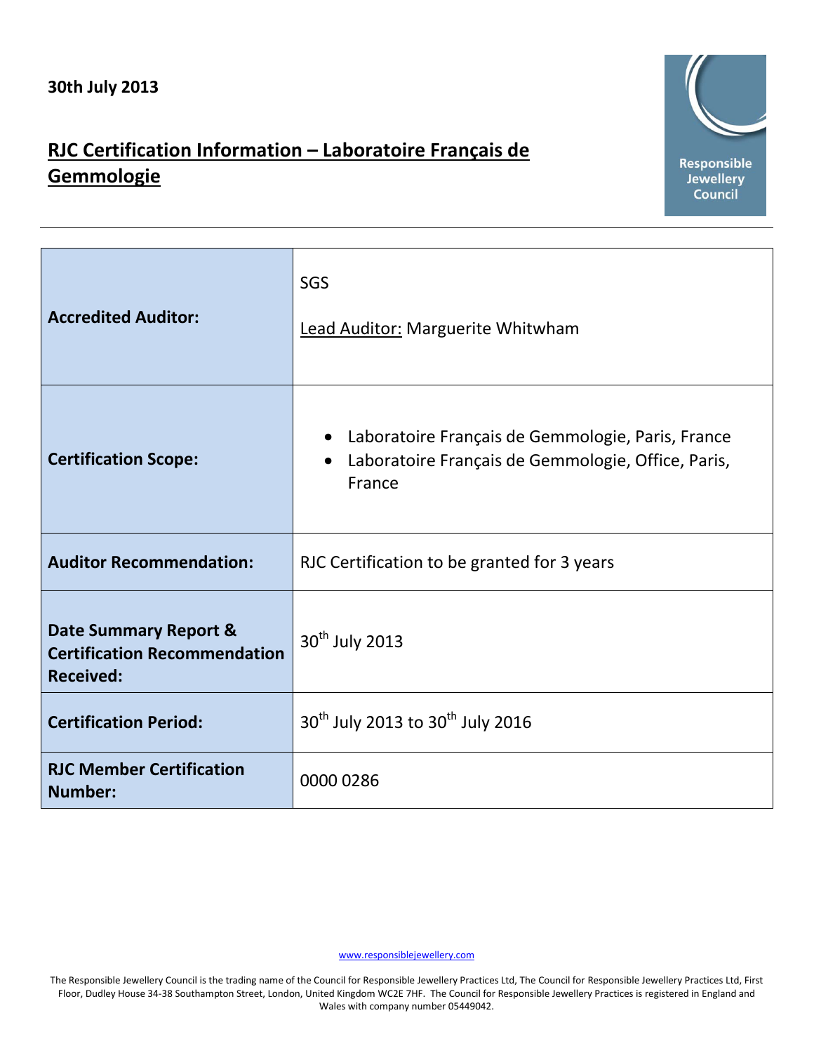**30th July 2013**

# RJC Certification Information – Laboratoire Français de Gemmologie

Responsible Jewellery Council

| | |
|---|---|
| **Accredited Auditor:** | SGS<br><br>Lead Auditor: Marguerite Whitwham |
| **Certification Scope:** | • Laboratoire Français de Gemmologie, Paris, France<br>• Laboratoire Français de Gemmologie, Office, Paris, France |
| **Auditor Recommendation:** | RJC Certification to be granted for 3 years |
| **Date Summary Report & Certification Recommendation Received:** | 30th July 2013 |
| **Certification Period:** | 30th July 2013 to 30th July 2016 |
| **RJC Member Certification Number:** | 0000 0286 |

www.responsiblejewellery.com

The Responsible Jewellery Council is the trading name of the Council for Responsible Jewellery Practices Ltd, The Council for Responsible Jewellery Practices Ltd, First Floor, Dudley House 34-38 Southampton Street, London, United Kingdom WC2E 7HF. The Council for Responsible Jewellery Practices is registered in England and Wales with company number 05449042.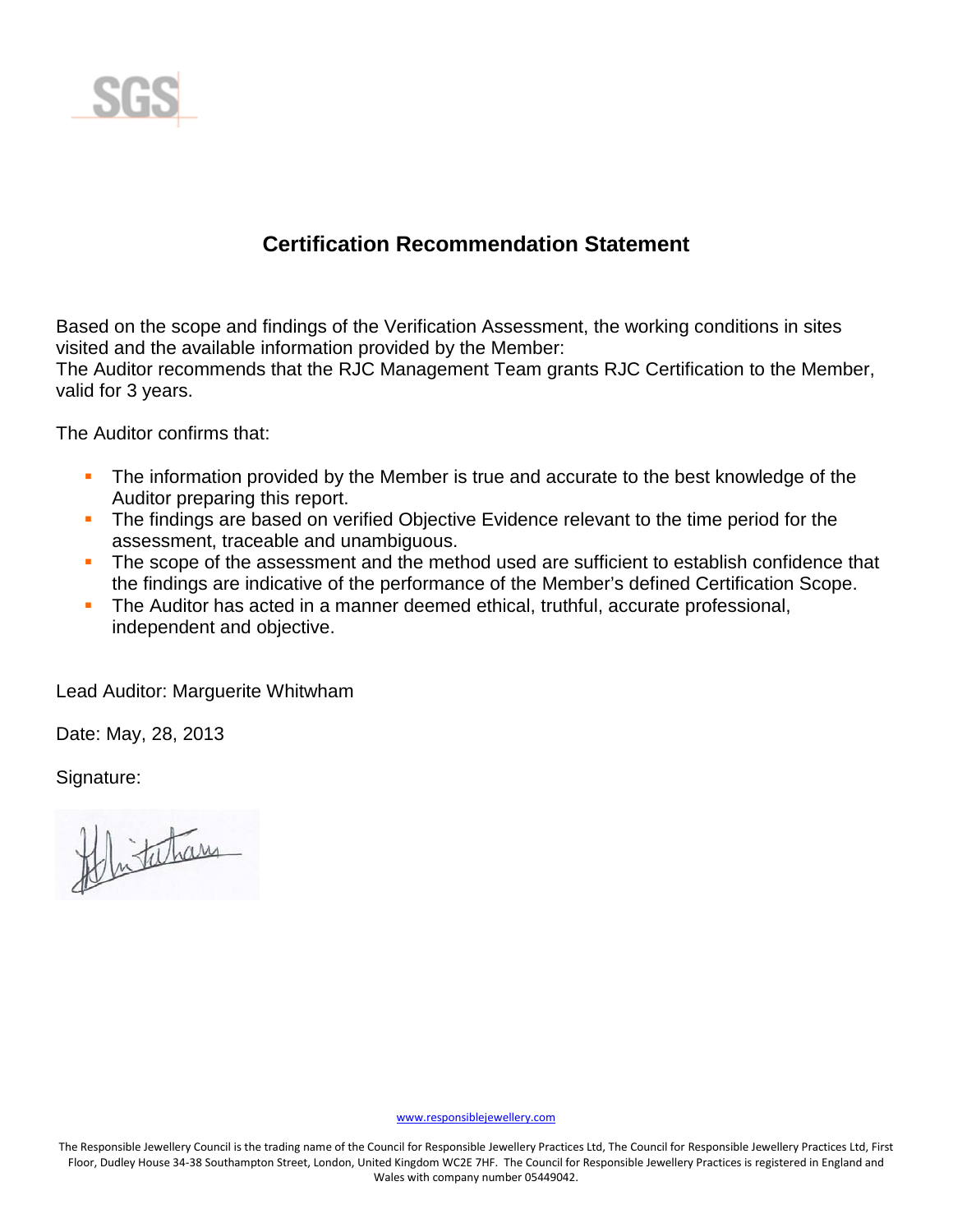# Certification Recommendation Statement

Based on the scope and findings of the Verification Assessment, the working conditions in sites visited and the available information provided by the Member:
The Auditor recommends that the RJC Management Team grants RJC Certification to the Member, valid for 3 years.

The Auditor confirms that:

- The information provided by the Member is true and accurate to the best knowledge of the Auditor preparing this report.
- The findings are based on verified Objective Evidence relevant to the time period for the assessment, traceable and unambiguous.
- The scope of the assessment and the method used are sufficient to establish confidence that the findings are indicative of the performance of the Member's defined Certification Scope.
- The Auditor has acted in a manner deemed ethical, truthful, accurate professional, independent and objective.

Lead Auditor: Marguerite Whitwham

Date: May, 28, 2013

Signature:

www.responsiblejewellery.com

The Responsible Jewellery Council is the trading name of the Council for Responsible Jewellery Practices Ltd, The Council for Responsible Jewellery Practices Ltd, First Floor, Dudley House 34-38 Southampton Street, London, United Kingdom WC2E 7HF. The Council for Responsible Jewellery Practices is registered in England and Wales with company number 05449042.